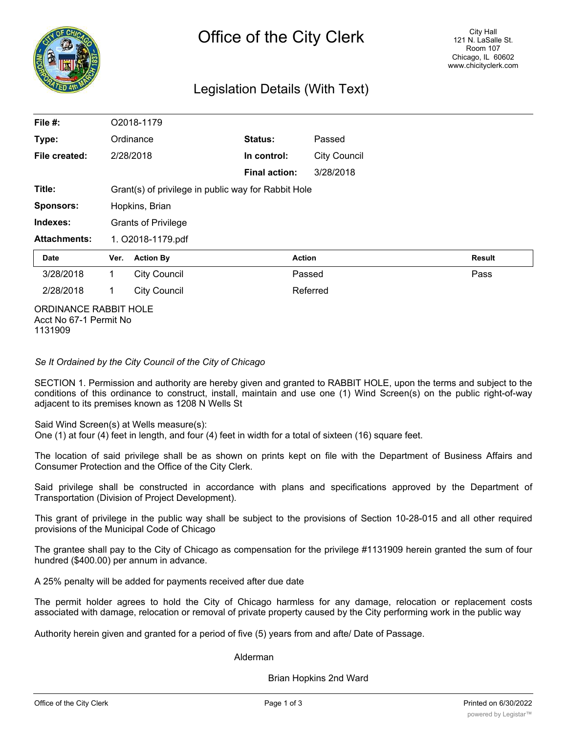# Office of the City Clerk

City Hall
121 N. LaSalle St.
Room 107
Chicago, IL 60602
www.chicityclerk.com

## Legislation Details (With Text)

| | | | |
|---|---|---|---|
| **File #:** | O2018-1179 | | |
| **Type:** | Ordinance | **Status:** | Passed |
| **File created:** | 2/28/2018 | **In control:** | City Council |
| | | **Final action:** | 3/28/2018 |
| **Title:** | Grant(s) of privilege in public way for Rabbit Hole | | |
| **Sponsors:** | Hopkins, Brian | | |
| **Indexes:** | Grants of Privilege | | |
| **Attachments:** | 1. O2018-1179.pdf | | |

| Date | Ver. | Action By | Action | Result |
|---|---|---|---|---|
| 3/28/2018 | 1 | City Council | Passed | Pass |
| 2/28/2018 | 1 | City Council | Referred | |

ORDINANCE RABBIT HOLE
Acct No 67-1 Permit No
1131909

*Se It Ordained by the City Council of the City of Chicago*

SECTION 1. Permission and authority are hereby given and granted to RABBIT HOLE, upon the terms and subject to the conditions of this ordinance to construct, install, maintain and use one (1) Wind Screen(s) on the public right-of-way adjacent to its premises known as 1208 N Wells St

Said Wind Screen(s) at Wells measure(s):
One (1) at four (4) feet in length, and four (4) feet in width for a total of sixteen (16) square feet.

The location of said privilege shall be as shown on prints kept on file with the Department of Business Affairs and Consumer Protection and the Office of the City Clerk.

Said privilege shall be constructed in accordance with plans and specifications approved by the Department of Transportation (Division of Project Development).

This grant of privilege in the public way shall be subject to the provisions of Section 10-28-015 and all other required provisions of the Municipal Code of Chicago

The grantee shall pay to the City of Chicago as compensation for the privilege #1131909 herein granted the sum of four hundred ($400.00) per annum in advance.

A 25% penalty will be added for payments received after due date

The permit holder agrees to hold the City of Chicago harmless for any damage, relocation or replacement costs associated with damage, relocation or removal of private property caused by the City performing work in the public way

Authority herein given and granted for a period of five (5) years from and afte/ Date of Passage.

Alderman

Brian Hopkins 2nd Ward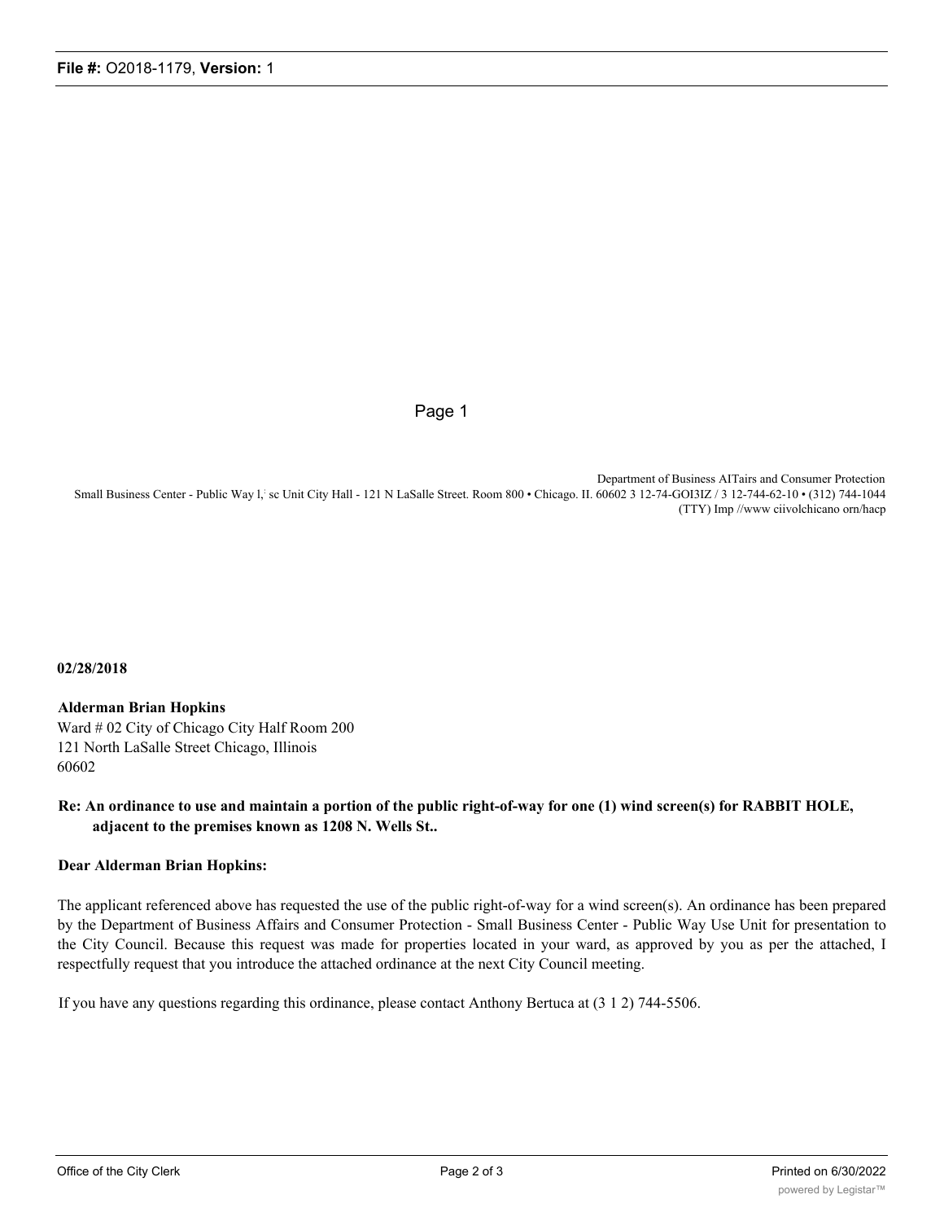Department of Business AITairs and Consumer Protection
Small Business Center - Public Way l,' sc Unit City Hall - 121 N LaSalle Street. Room 800 • Chicago. II. 60602 3 12-74-GOI3IZ / 3 12-744-62-10 • (312) 744-1044 (TTY) Imp //www ciivolchicano orn/hacp

**02/28/2018**

**Alderman Brian Hopkins**
Ward # 02 City of Chicago City Half Room 200
121 North LaSalle Street Chicago, Illinois
60602

**Re: An ordinance to use and maintain a portion of the public right-of-way for one (1) wind screen(s) for RABBIT HOLE, adjacent to the premises known as 1208 N. Wells St..**

**Dear Alderman Brian Hopkins:**

The applicant referenced above has requested the use of the public right-of-way for a wind screen(s). An ordinance has been prepared by the Department of Business Affairs and Consumer Protection - Small Business Center - Public Way Use Unit for presentation to the City Council. Because this request was made for properties located in your ward, as approved by you as per the attached, I respectfully request that you introduce the attached ordinance at the next City Council meeting.

If you have any questions regarding this ordinance, please contact Anthony Bertuca at (3 1 2) 744-5506.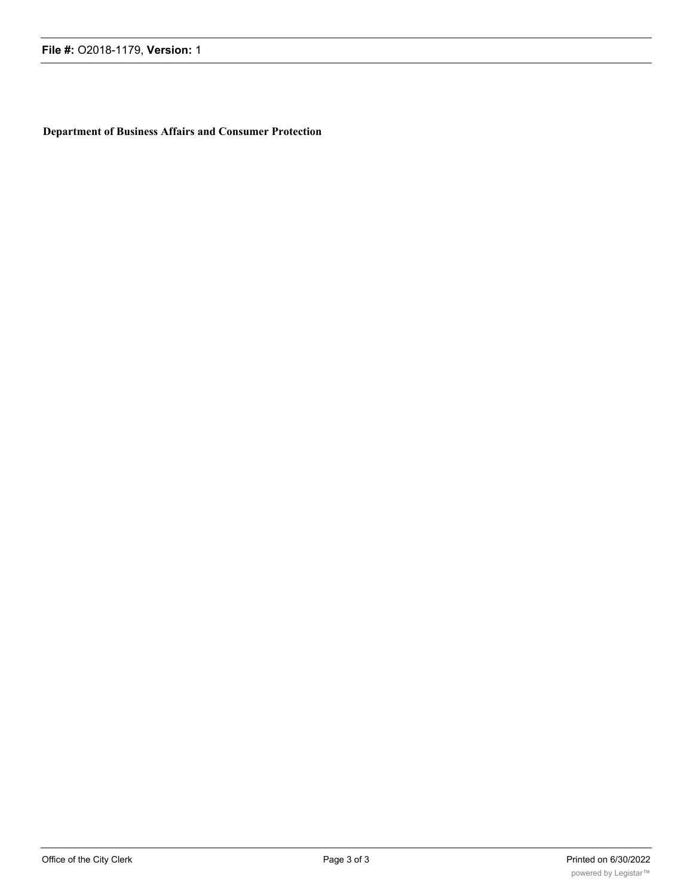**Department of Business Affairs and Consumer Protection**